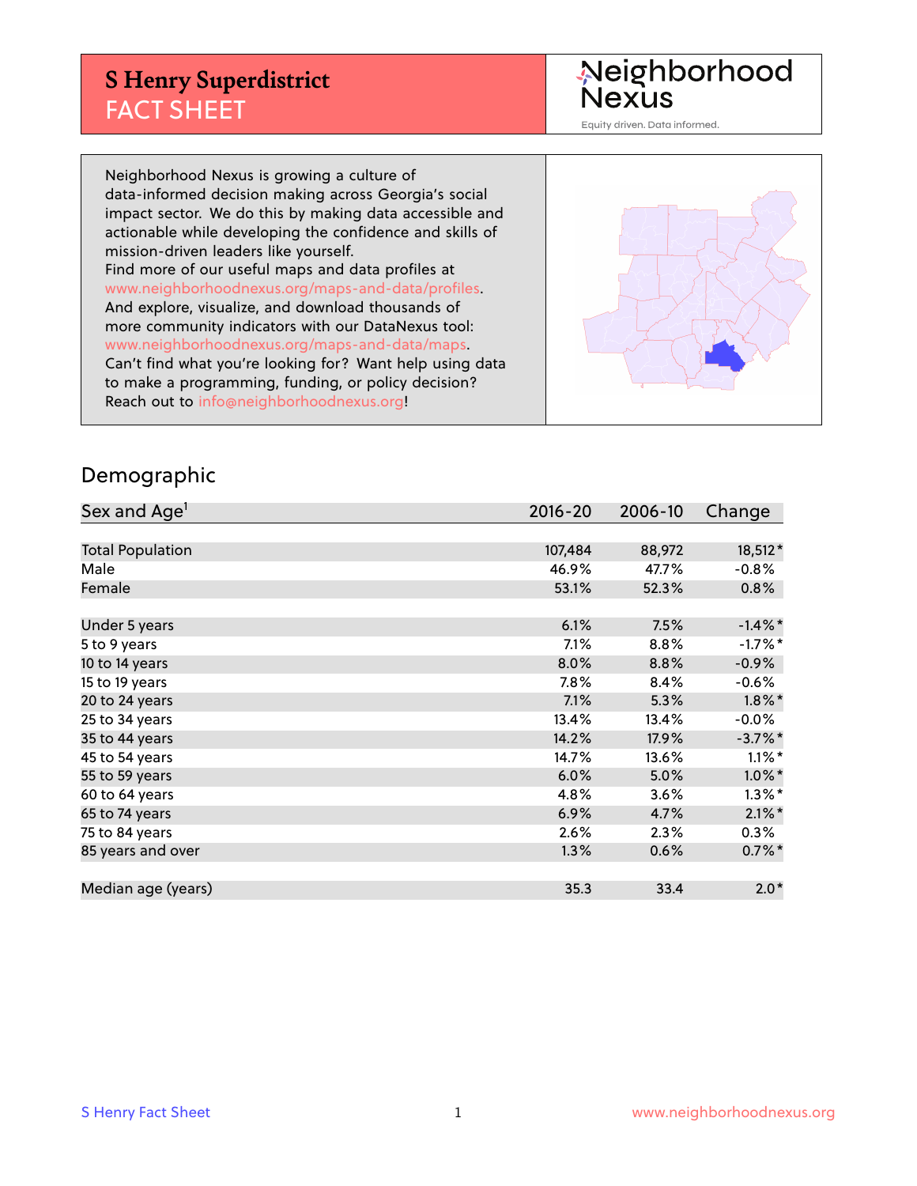# S Henry Superdistrict
## FACT SHEET

Neighborhood Nexus
Equity driven. Data informed.

Neighborhood Nexus is growing a culture of data-informed decision making across Georgia's social impact sector. We do this by making data accessible and actionable while developing the confidence and skills of mission-driven leaders like yourself.
Find more of our useful maps and data profiles at www.neighborhoodnexus.org/maps-and-data/profiles.
And explore, visualize, and download thousands of more community indicators with our DataNexus tool: www.neighborhoodnexus.org/maps-and-data/maps.
Can't find what you're looking for? Want help using data to make a programming, funding, or policy decision? Reach out to info@neighborhoodnexus.org!

## Demographic

| Sex and Age[1] | 2016-20 | 2006-10 | Change |
|---|---|---|---|
| Total Population | 107,484 | 88,972 | 18,512* |
| Male | 46.9% | 47.7% | -0.8% |
| Female | 53.1% | 52.3% | 0.8% |
| | | | |
| Under 5 years | 6.1% | 7.5% | -1.4%* |
| 5 to 9 years | 7.1% | 8.8% | -1.7%* |
| 10 to 14 years | 8.0% | 8.8% | -0.9% |
| 15 to 19 years | 7.8% | 8.4% | -0.6% |
| 20 to 24 years | 7.1% | 5.3% | 1.8%* |
| 25 to 34 years | 13.4% | 13.4% | -0.0% |
| 35 to 44 years | 14.2% | 17.9% | -3.7%* |
| 45 to 54 years | 14.7% | 13.6% | 1.1%* |
| 55 to 59 years | 6.0% | 5.0% | 1.0%* |
| 60 to 64 years | 4.8% | 3.6% | 1.3%* |
| 65 to 74 years | 6.9% | 4.7% | 2.1%* |
| 75 to 84 years | 2.6% | 2.3% | 0.3% |
| 85 years and over | 1.3% | 0.6% | 0.7%* |
| | | | |
| Median age (years) | 35.3 | 33.4 | 2.0* |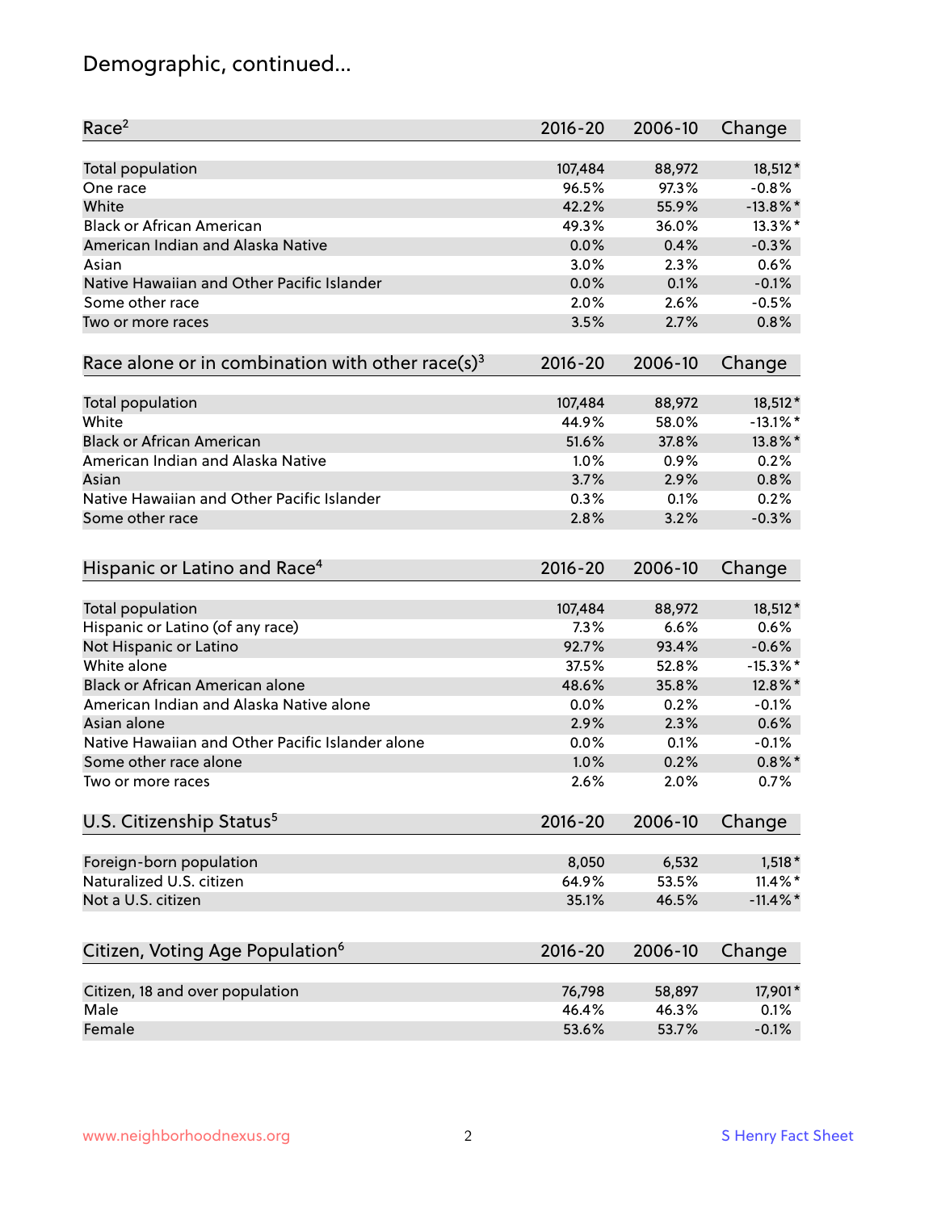## Demographic, continued...

| Race[2] | 2016-20 | 2006-10 | Change |
|---|---|---|---|
| Total population | 107,484 | 88,972 | 18,512* |
| One race | 96.5% | 97.3% | -0.8% |
| White | 42.2% | 55.9% | -13.8%* |
| Black or African American | 49.3% | 36.0% | 13.3%* |
| American Indian and Alaska Native | 0.0% | 0.4% | -0.3% |
| Asian | 3.0% | 2.3% | 0.6% |
| Native Hawaiian and Other Pacific Islander | 0.0% | 0.1% | -0.1% |
| Some other race | 2.0% | 2.6% | -0.5% |
| Two or more races | 3.5% | 2.7% | 0.8% |

| Race alone or in combination with other race(s)[3] | 2016-20 | 2006-10 | Change |
|---|---|---|---|
| Total population | 107,484 | 88,972 | 18,512* |
| White | 44.9% | 58.0% | -13.1%* |
| Black or African American | 51.6% | 37.8% | 13.8%* |
| American Indian and Alaska Native | 1.0% | 0.9% | 0.2% |
| Asian | 3.7% | 2.9% | 0.8% |
| Native Hawaiian and Other Pacific Islander | 0.3% | 0.1% | 0.2% |
| Some other race | 2.8% | 3.2% | -0.3% |

| Hispanic or Latino and Race[4] | 2016-20 | 2006-10 | Change |
|---|---|---|---|
| Total population | 107,484 | 88,972 | 18,512* |
| Hispanic or Latino (of any race) | 7.3% | 6.6% | 0.6% |
| Not Hispanic or Latino | 92.7% | 93.4% | -0.6% |
| White alone | 37.5% | 52.8% | -15.3%* |
| Black or African American alone | 48.6% | 35.8% | 12.8%* |
| American Indian and Alaska Native alone | 0.0% | 0.2% | -0.1% |
| Asian alone | 2.9% | 2.3% | 0.6% |
| Native Hawaiian and Other Pacific Islander alone | 0.0% | 0.1% | -0.1% |
| Some other race alone | 1.0% | 0.2% | 0.8%* |
| Two or more races | 2.6% | 2.0% | 0.7% |

| U.S. Citizenship Status[5] | 2016-20 | 2006-10 | Change |
|---|---|---|---|
| Foreign-born population | 8,050 | 6,532 | 1,518* |
| Naturalized U.S. citizen | 64.9% | 53.5% | 11.4%* |
| Not a U.S. citizen | 35.1% | 46.5% | -11.4%* |

| Citizen, Voting Age Population[6] | 2016-20 | 2006-10 | Change |
|---|---|---|---|
| Citizen, 18 and over population | 76,798 | 58,897 | 17,901* |
| Male | 46.4% | 46.3% | 0.1% |
| Female | 53.6% | 53.7% | -0.1% |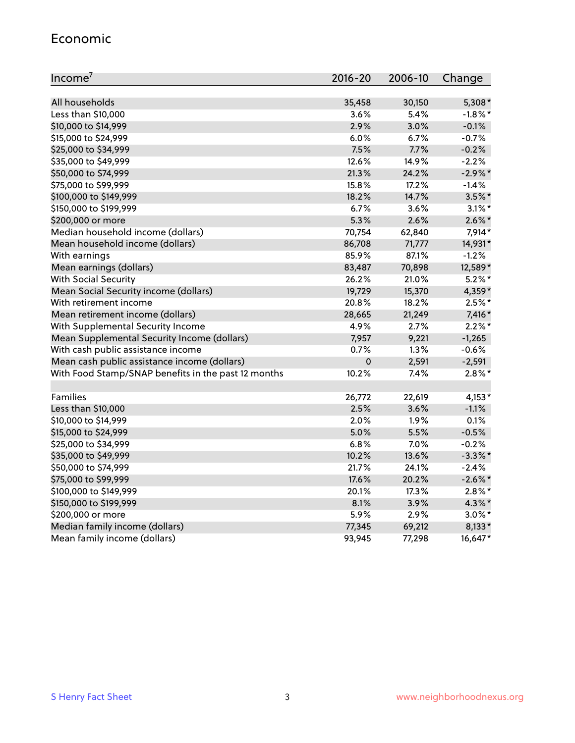## Economic

| Income[7] | 2016-20 | 2006-10 | Change |
|---|---|---|---|
| All households | 35,458 | 30,150 | 5,308* |
| Less than $10,000 | 3.6% | 5.4% | -1.8%* |
| $10,000 to $14,999 | 2.9% | 3.0% | -0.1% |
| $15,000 to $24,999 | 6.0% | 6.7% | -0.7% |
| $25,000 to $34,999 | 7.5% | 7.7% | -0.2% |
| $35,000 to $49,999 | 12.6% | 14.9% | -2.2% |
| $50,000 to $74,999 | 21.3% | 24.2% | -2.9%* |
| $75,000 to $99,999 | 15.8% | 17.2% | -1.4% |
| $100,000 to $149,999 | 18.2% | 14.7% | 3.5%* |
| $150,000 to $199,999 | 6.7% | 3.6% | 3.1%* |
| $200,000 or more | 5.3% | 2.6% | 2.6%* |
| Median household income (dollars) | 70,754 | 62,840 | 7,914* |
| Mean household income (dollars) | 86,708 | 71,777 | 14,931* |
| With earnings | 85.9% | 87.1% | -1.2% |
| Mean earnings (dollars) | 83,487 | 70,898 | 12,589* |
| With Social Security | 26.2% | 21.0% | 5.2%* |
| Mean Social Security income (dollars) | 19,729 | 15,370 | 4,359* |
| With retirement income | 20.8% | 18.2% | 2.5%* |
| Mean retirement income (dollars) | 28,665 | 21,249 | 7,416* |
| With Supplemental Security Income | 4.9% | 2.7% | 2.2%* |
| Mean Supplemental Security Income (dollars) | 7,957 | 9,221 | -1,265 |
| With cash public assistance income | 0.7% | 1.3% | -0.6% |
| Mean cash public assistance income (dollars) | 0 | 2,591 | -2,591 |
| With Food Stamp/SNAP benefits in the past 12 months | 10.2% | 7.4% | 2.8%* |
| | | | |
| Families | 26,772 | 22,619 | 4,153* |
| Less than $10,000 | 2.5% | 3.6% | -1.1% |
| $10,000 to $14,999 | 2.0% | 1.9% | 0.1% |
| $15,000 to $24,999 | 5.0% | 5.5% | -0.5% |
| $25,000 to $34,999 | 6.8% | 7.0% | -0.2% |
| $35,000 to $49,999 | 10.2% | 13.6% | -3.3%* |
| $50,000 to $74,999 | 21.7% | 24.1% | -2.4% |
| $75,000 to $99,999 | 17.6% | 20.2% | -2.6%* |
| $100,000 to $149,999 | 20.1% | 17.3% | 2.8%* |
| $150,000 to $199,999 | 8.1% | 3.9% | 4.3%* |
| $200,000 or more | 5.9% | 2.9% | 3.0%* |
| Median family income (dollars) | 77,345 | 69,212 | 8,133* |
| Mean family income (dollars) | 93,945 | 77,298 | 16,647* |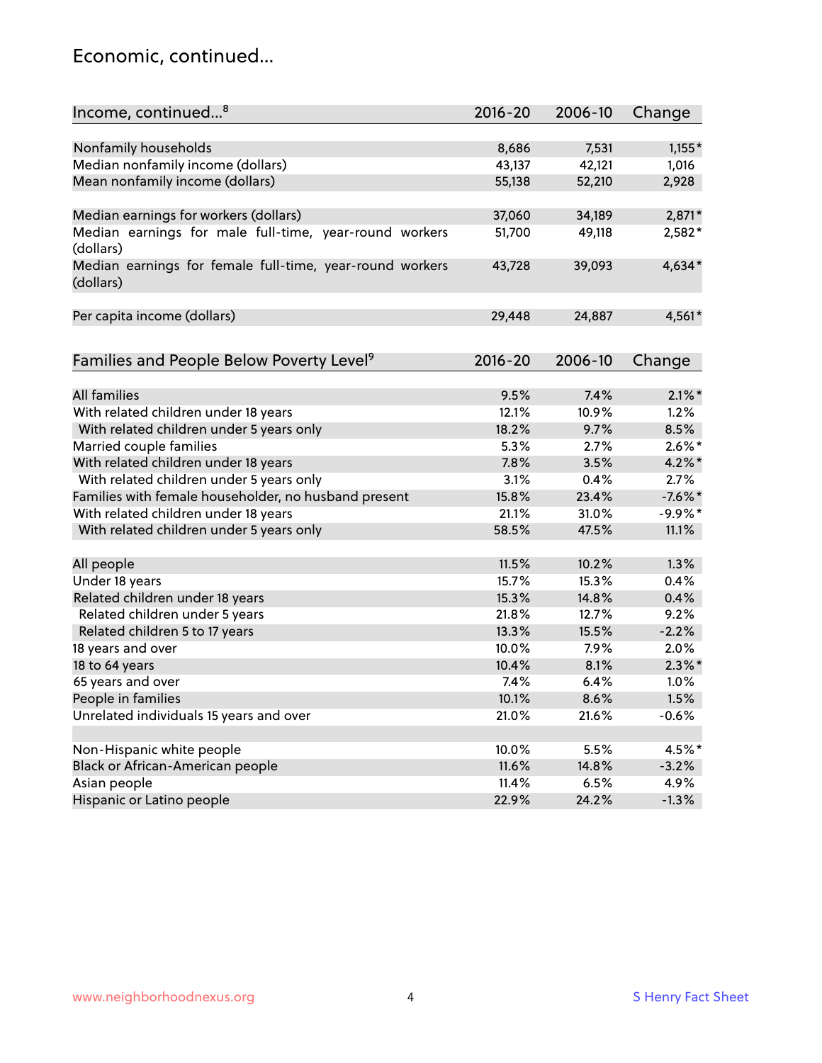## Economic, continued...

| Income, continued...[8] | 2016-20 | 2006-10 | Change |
|---|---|---|---|
| Nonfamily households | 8,686 | 7,531 | 1,155* |
| Median nonfamily income (dollars) | 43,137 | 42,121 | 1,016 |
| Mean nonfamily income (dollars) | 55,138 | 52,210 | 2,928 |
| | | | |
| Median earnings for workers (dollars) | 37,060 | 34,189 | 2,871* |
| Median earnings for male full-time, year-round workers (dollars) | 51,700 | 49,118 | 2,582* |
| Median earnings for female full-time, year-round workers (dollars) | 43,728 | 39,093 | 4,634* |
| | | | |
| Per capita income (dollars) | 29,448 | 24,887 | 4,561* |

| Families and People Below Poverty Level[9] | 2016-20 | 2006-10 | Change |
|---|---|---|---|
| All families | 9.5% | 7.4% | 2.1%* |
| With related children under 18 years | 12.1% | 10.9% | 1.2% |
| With related children under 5 years only | 18.2% | 9.7% | 8.5% |
| Married couple families | 5.3% | 2.7% | 2.6%* |
| With related children under 18 years | 7.8% | 3.5% | 4.2%* |
| With related children under 5 years only | 3.1% | 0.4% | 2.7% |
| Families with female householder, no husband present | 15.8% | 23.4% | -7.6%* |
| With related children under 18 years | 21.1% | 31.0% | -9.9%* |
| With related children under 5 years only | 58.5% | 47.5% | 11.1% |
| | | | |
| All people | 11.5% | 10.2% | 1.3% |
| Under 18 years | 15.7% | 15.3% | 0.4% |
| Related children under 18 years | 15.3% | 14.8% | 0.4% |
| Related children under 5 years | 21.8% | 12.7% | 9.2% |
| Related children 5 to 17 years | 13.3% | 15.5% | -2.2% |
| 18 years and over | 10.0% | 7.9% | 2.0% |
| 18 to 64 years | 10.4% | 8.1% | 2.3%* |
| 65 years and over | 7.4% | 6.4% | 1.0% |
| People in families | 10.1% | 8.6% | 1.5% |
| Unrelated individuals 15 years and over | 21.0% | 21.6% | -0.6% |
| | | | |
| Non-Hispanic white people | 10.0% | 5.5% | 4.5%* |
| Black or African-American people | 11.6% | 14.8% | -3.2% |
| Asian people | 11.4% | 6.5% | 4.9% |
| Hispanic or Latino people | 22.9% | 24.2% | -1.3% |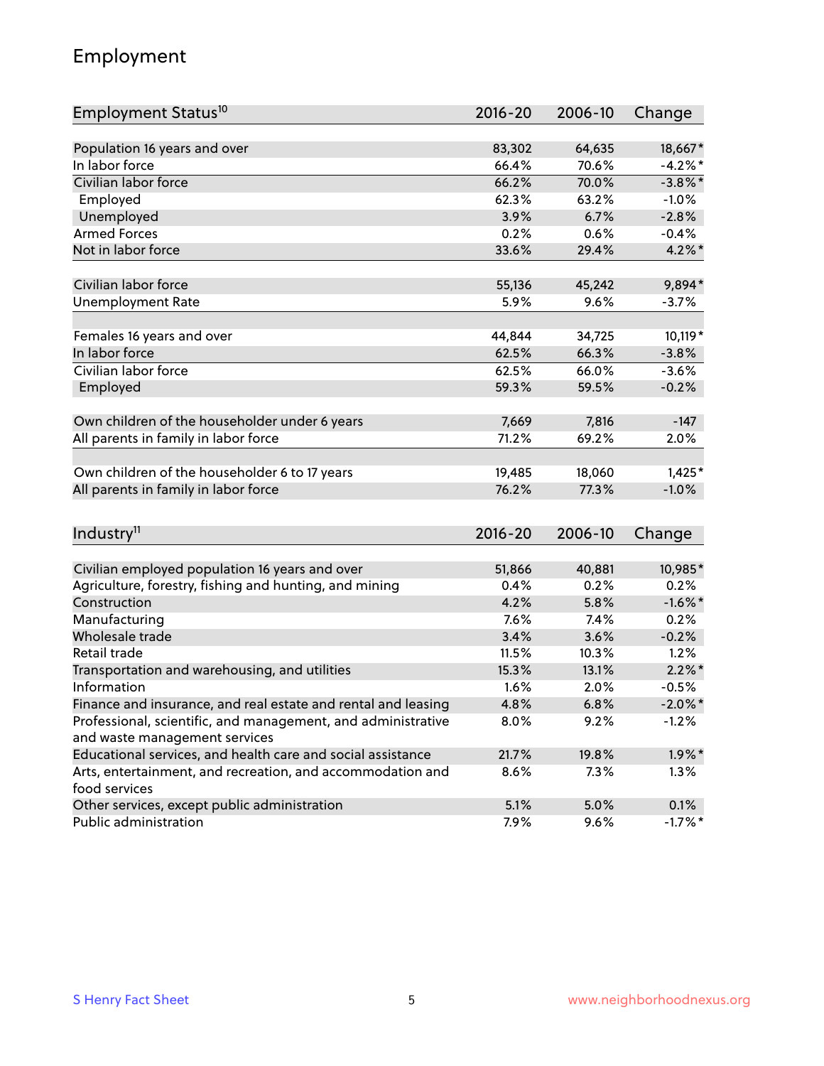## Employment

| Employment Status[10] | 2016-20 | 2006-10 | Change |
|---|---|---|---|
| Population 16 years and over | 83,302 | 64,635 | 18,667* |
| In labor force | 66.4% | 70.6% | -4.2%* |
| Civilian labor force | 66.2% | 70.0% | -3.8%* |
| Employed | 62.3% | 63.2% | -1.0% |
| Unemployed | 3.9% | 6.7% | -2.8% |
| Armed Forces | 0.2% | 0.6% | -0.4% |
| Not in labor force | 33.6% | 29.4% | 4.2%* |
| | | | |
| Civilian labor force | 55,136 | 45,242 | 9,894* |
| Unemployment Rate | 5.9% | 9.6% | -3.7% |
| | | | |
| Females 16 years and over | 44,844 | 34,725 | 10,119* |
| In labor force | 62.5% | 66.3% | -3.8% |
| Civilian labor force | 62.5% | 66.0% | -3.6% |
| Employed | 59.3% | 59.5% | -0.2% |
| | | | |
| Own children of the householder under 6 years | 7,669 | 7,816 | -147 |
| All parents in family in labor force | 71.2% | 69.2% | 2.0% |
| | | | |
| Own children of the householder 6 to 17 years | 19,485 | 18,060 | 1,425* |
| All parents in family in labor force | 76.2% | 77.3% | -1.0% |

| Industry[11] | 2016-20 | 2006-10 | Change |
|---|---|---|---|
| Civilian employed population 16 years and over | 51,866 | 40,881 | 10,985* |
| Agriculture, forestry, fishing and hunting, and mining | 0.4% | 0.2% | 0.2% |
| Construction | 4.2% | 5.8% | -1.6%* |
| Manufacturing | 7.6% | 7.4% | 0.2% |
| Wholesale trade | 3.4% | 3.6% | -0.2% |
| Retail trade | 11.5% | 10.3% | 1.2% |
| Transportation and warehousing, and utilities | 15.3% | 13.1% | 2.2%* |
| Information | 1.6% | 2.0% | -0.5% |
| Finance and insurance, and real estate and rental and leasing | 4.8% | 6.8% | -2.0%* |
| Professional, scientific, and management, and administrative and waste management services | 8.0% | 9.2% | -1.2% |
| Educational services, and health care and social assistance | 21.7% | 19.8% | 1.9%* |
| Arts, entertainment, and recreation, and accommodation and food services | 8.6% | 7.3% | 1.3% |
| Other services, except public administration | 5.1% | 5.0% | 0.1% |
| Public administration | 7.9% | 9.6% | -1.7%* |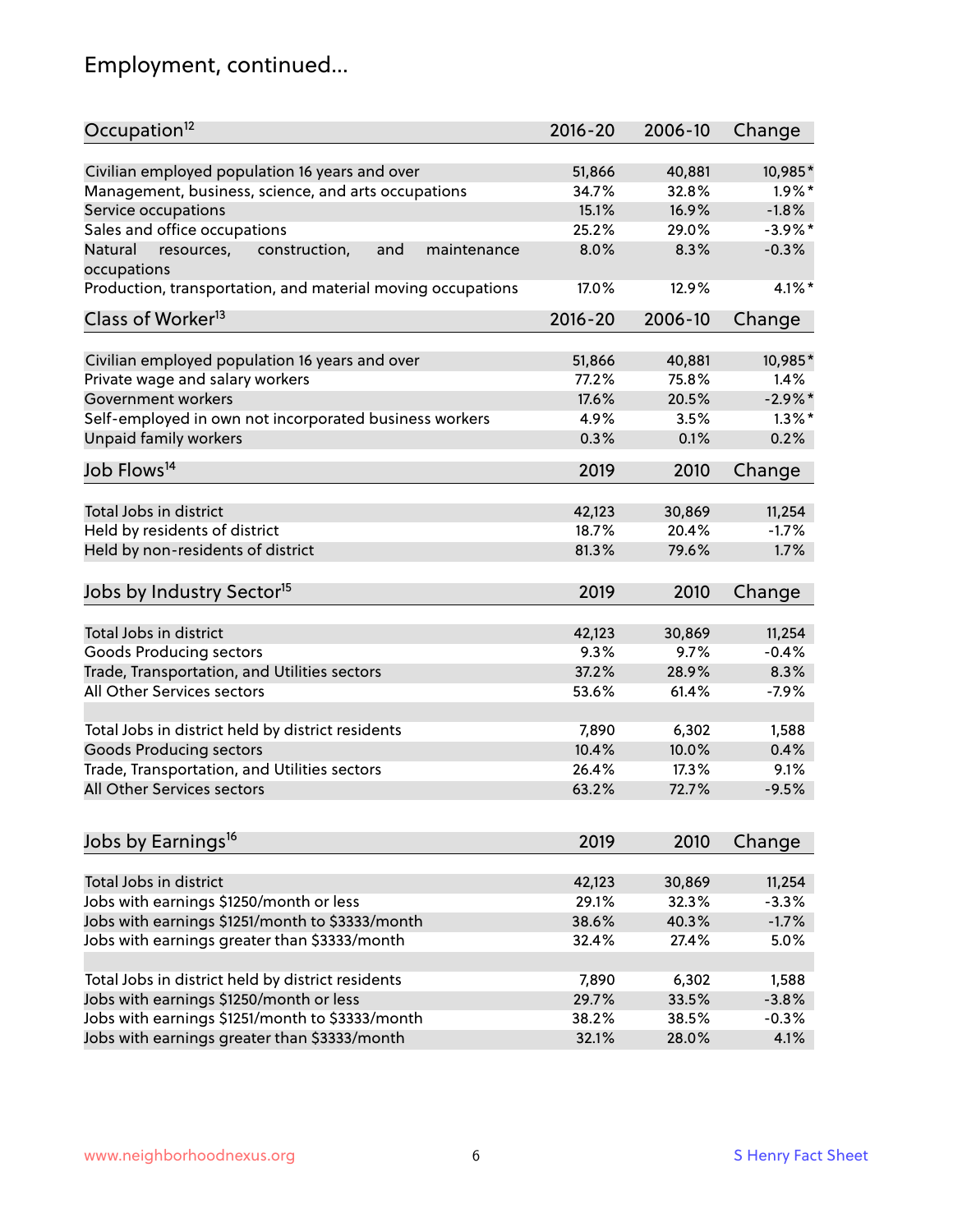# Employment, continued...

| Occupation[12] | 2016-20 | 2006-10 | Change |
|---|---|---|---|
| Civilian employed population 16 years and over | 51,866 | 40,881 | 10,985* |
| Management, business, science, and arts occupations | 34.7% | 32.8% | 1.9%* |
| Service occupations | 15.1% | 16.9% | -1.8% |
| Sales and office occupations | 25.2% | 29.0% | -3.9%* |
| Natural resources, construction, and maintenance occupations | 8.0% | 8.3% | -0.3% |
| Production, transportation, and material moving occupations | 17.0% | 12.9% | 4.1%* |

| Class of Worker[13] | 2016-20 | 2006-10 | Change |
|---|---|---|---|
| Civilian employed population 16 years and over | 51,866 | 40,881 | 10,985* |
| Private wage and salary workers | 77.2% | 75.8% | 1.4% |
| Government workers | 17.6% | 20.5% | -2.9%* |
| Self-employed in own not incorporated business workers | 4.9% | 3.5% | 1.3%* |
| Unpaid family workers | 0.3% | 0.1% | 0.2% |

| Job Flows[14] | 2019 | 2010 | Change |
|---|---|---|---|
| Total Jobs in district | 42,123 | 30,869 | 11,254 |
| Held by residents of district | 18.7% | 20.4% | -1.7% |
| Held by non-residents of district | 81.3% | 79.6% | 1.7% |

| Jobs by Industry Sector[15] | 2019 | 2010 | Change |
|---|---|---|---|
| Total Jobs in district | 42,123 | 30,869 | 11,254 |
| Goods Producing sectors | 9.3% | 9.7% | -0.4% |
| Trade, Transportation, and Utilities sectors | 37.2% | 28.9% | 8.3% |
| All Other Services sectors | 53.6% | 61.4% | -7.9% |
| | | | |
| Total Jobs in district held by district residents | 7,890 | 6,302 | 1,588 |
| Goods Producing sectors | 10.4% | 10.0% | 0.4% |
| Trade, Transportation, and Utilities sectors | 26.4% | 17.3% | 9.1% |
| All Other Services sectors | 63.2% | 72.7% | -9.5% |

| Jobs by Earnings[16] | 2019 | 2010 | Change |
|---|---|---|---|
| Total Jobs in district | 42,123 | 30,869 | 11,254 |
| Jobs with earnings $1250/month or less | 29.1% | 32.3% | -3.3% |
| Jobs with earnings $1251/month to $3333/month | 38.6% | 40.3% | -1.7% |
| Jobs with earnings greater than $3333/month | 32.4% | 27.4% | 5.0% |
| | | | |
| Total Jobs in district held by district residents | 7,890 | 6,302 | 1,588 |
| Jobs with earnings $1250/month or less | 29.7% | 33.5% | -3.8% |
| Jobs with earnings $1251/month to $3333/month | 38.2% | 38.5% | -0.3% |
| Jobs with earnings greater than $3333/month | 32.1% | 28.0% | 4.1% |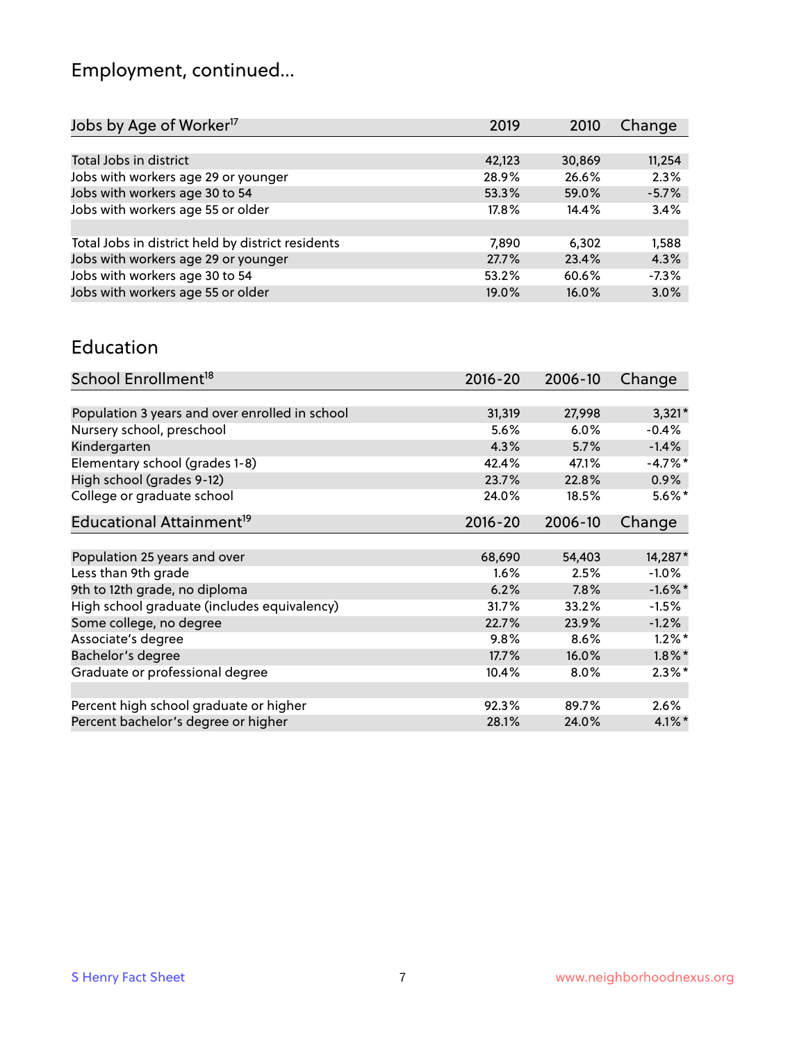## Employment, continued...

| Jobs by Age of Worker[17] | 2019 | 2010 | Change |
|---|---|---|---|
| Total Jobs in district | 42,123 | 30,869 | 11,254 |
| Jobs with workers age 29 or younger | 28.9% | 26.6% | 2.3% |
| Jobs with workers age 30 to 54 | 53.3% | 59.0% | -5.7% |
| Jobs with workers age 55 or older | 17.8% | 14.4% | 3.4% |
| | | | |
| Total Jobs in district held by district residents | 7,890 | 6,302 | 1,588 |
| Jobs with workers age 29 or younger | 27.7% | 23.4% | 4.3% |
| Jobs with workers age 30 to 54 | 53.2% | 60.6% | -7.3% |
| Jobs with workers age 55 or older | 19.0% | 16.0% | 3.0% |

## Education

| School Enrollment[18] | 2016-20 | 2006-10 | Change |
|---|---|---|---|
| Population 3 years and over enrolled in school | 31,319 | 27,998 | 3,321* |
| Nursery school, preschool | 5.6% | 6.0% | -0.4% |
| Kindergarten | 4.3% | 5.7% | -1.4% |
| Elementary school (grades 1-8) | 42.4% | 47.1% | -4.7%* |
| High school (grades 9-12) | 23.7% | 22.8% | 0.9% |
| College or graduate school | 24.0% | 18.5% | 5.6%* |

| Educational Attainment[19] | 2016-20 | 2006-10 | Change |
|---|---|---|---|
| Population 25 years and over | 68,690 | 54,403 | 14,287* |
| Less than 9th grade | 1.6% | 2.5% | -1.0% |
| 9th to 12th grade, no diploma | 6.2% | 7.8% | -1.6%* |
| High school graduate (includes equivalency) | 31.7% | 33.2% | -1.5% |
| Some college, no degree | 22.7% | 23.9% | -1.2% |
| Associate's degree | 9.8% | 8.6% | 1.2%* |
| Bachelor's degree | 17.7% | 16.0% | 1.8%* |
| Graduate or professional degree | 10.4% | 8.0% | 2.3%* |
| | | | |
| Percent high school graduate or higher | 92.3% | 89.7% | 2.6% |
| Percent bachelor's degree or higher | 28.1% | 24.0% | 4.1%* |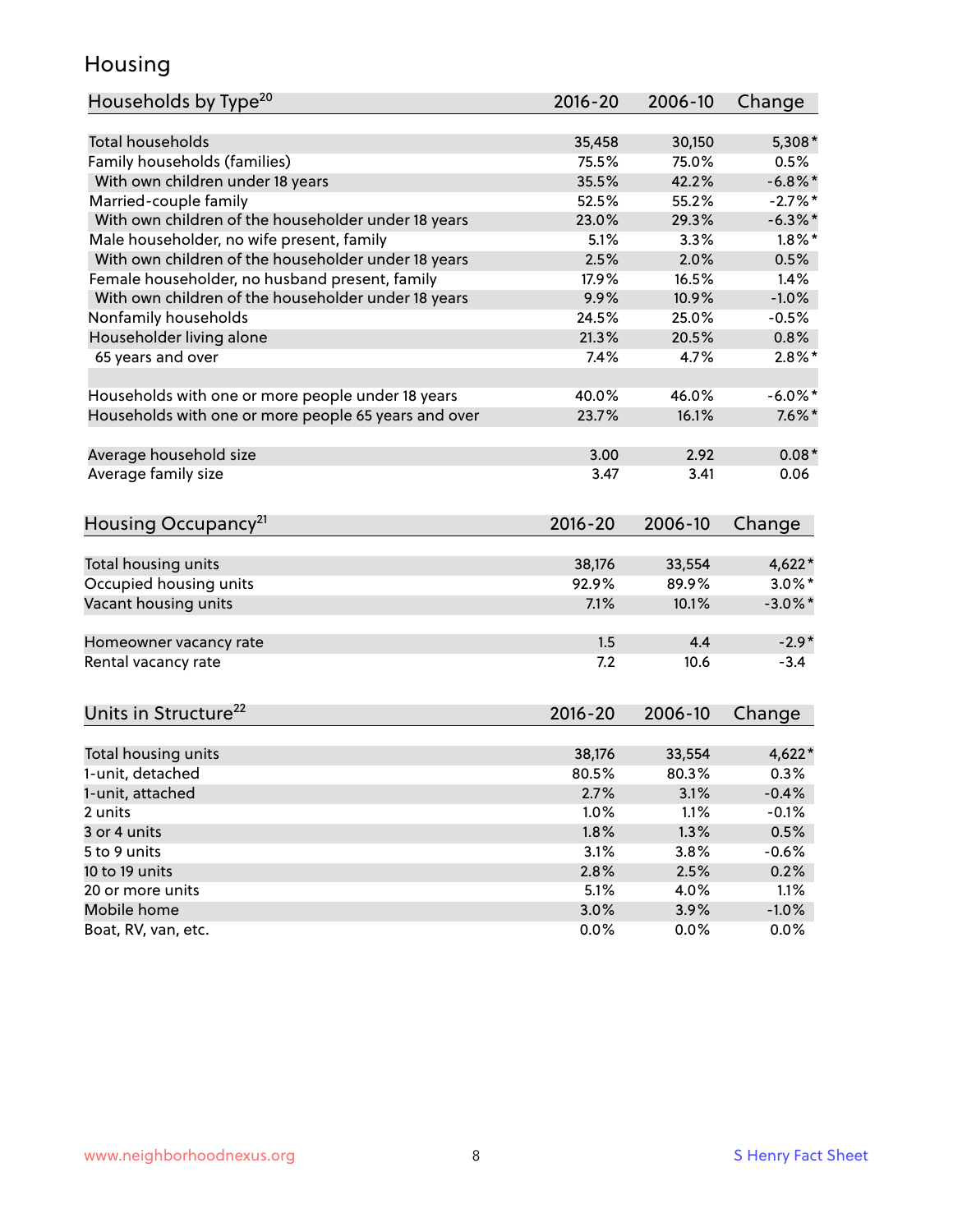# Housing

| Households by Type[20] | 2016-20 | 2006-10 | Change |
|---|---|---|---|
| Total households | 35,458 | 30,150 | 5,308* |
| Family households (families) | 75.5% | 75.0% | 0.5% |
| With own children under 18 years | 35.5% | 42.2% | -6.8%* |
| Married-couple family | 52.5% | 55.2% | -2.7%* |
| With own children of the householder under 18 years | 23.0% | 29.3% | -6.3%* |
| Male householder, no wife present, family | 5.1% | 3.3% | 1.8%* |
| With own children of the householder under 18 years | 2.5% | 2.0% | 0.5% |
| Female householder, no husband present, family | 17.9% | 16.5% | 1.4% |
| With own children of the householder under 18 years | 9.9% | 10.9% | -1.0% |
| Nonfamily households | 24.5% | 25.0% | -0.5% |
| Householder living alone | 21.3% | 20.5% | 0.8% |
| 65 years and over | 7.4% | 4.7% | 2.8%* |
| Households with one or more people under 18 years | 40.0% | 46.0% | -6.0%* |
| Households with one or more people 65 years and over | 23.7% | 16.1% | 7.6%* |
| Average household size | 3.00 | 2.92 | 0.08* |
| Average family size | 3.47 | 3.41 | 0.06 |

| Housing Occupancy[21] | 2016-20 | 2006-10 | Change |
|---|---|---|---|
| Total housing units | 38,176 | 33,554 | 4,622* |
| Occupied housing units | 92.9% | 89.9% | 3.0%* |
| Vacant housing units | 7.1% | 10.1% | -3.0%* |
| Homeowner vacancy rate | 1.5 | 4.4 | -2.9* |
| Rental vacancy rate | 7.2 | 10.6 | -3.4 |

| Units in Structure[22] | 2016-20 | 2006-10 | Change |
|---|---|---|---|
| Total housing units | 38,176 | 33,554 | 4,622* |
| 1-unit, detached | 80.5% | 80.3% | 0.3% |
| 1-unit, attached | 2.7% | 3.1% | -0.4% |
| 2 units | 1.0% | 1.1% | -0.1% |
| 3 or 4 units | 1.8% | 1.3% | 0.5% |
| 5 to 9 units | 3.1% | 3.8% | -0.6% |
| 10 to 19 units | 2.8% | 2.5% | 0.2% |
| 20 or more units | 5.1% | 4.0% | 1.1% |
| Mobile home | 3.0% | 3.9% | -1.0% |
| Boat, RV, van, etc. | 0.0% | 0.0% | 0.0% |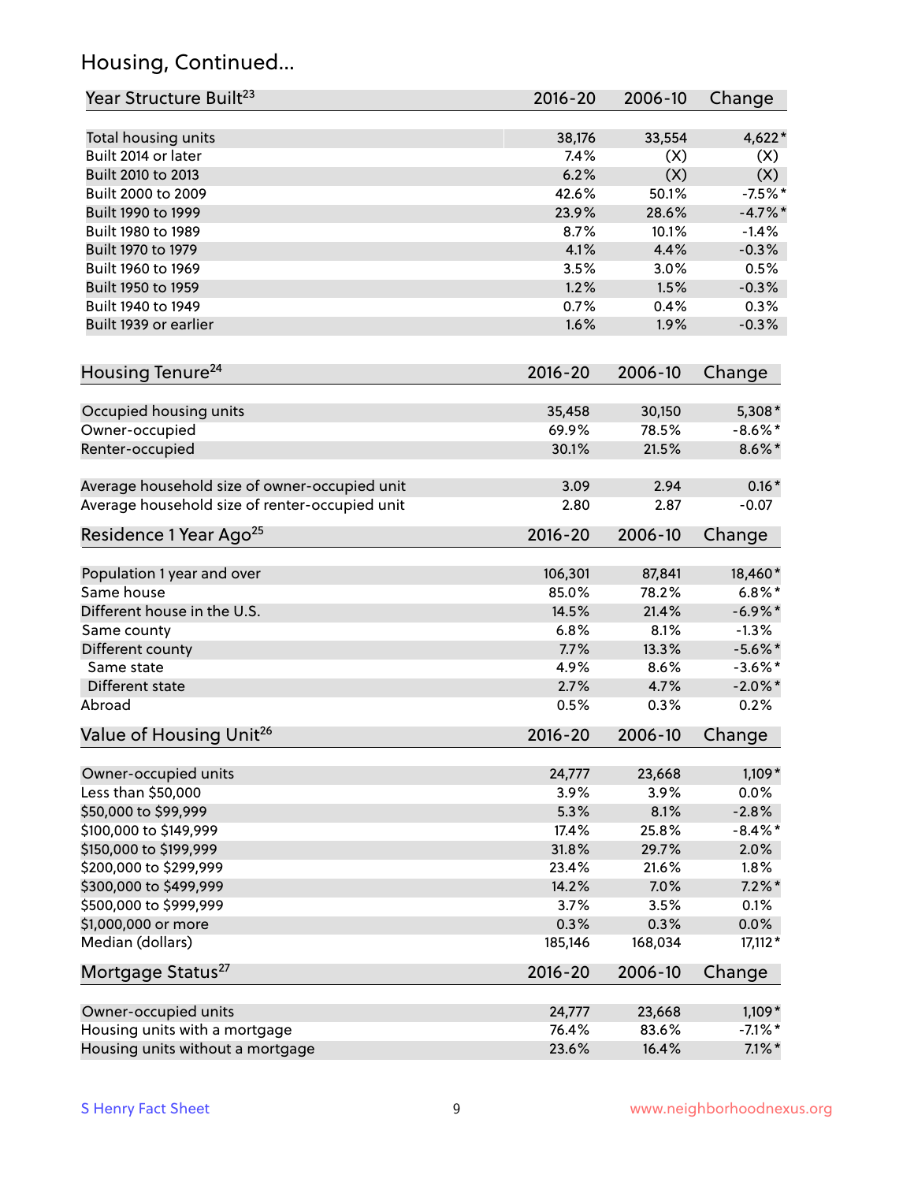## Housing, Continued...

| Year Structure Built[23] | 2016-20 | 2006-10 | Change |
|---|---|---|---|
| Total housing units | 38,176 | 33,554 | 4,622* |
| Built 2014 or later | 7.4% | (X) | (X) |
| Built 2010 to 2013 | 6.2% | (X) | (X) |
| Built 2000 to 2009 | 42.6% | 50.1% | -7.5%* |
| Built 1990 to 1999 | 23.9% | 28.6% | -4.7%* |
| Built 1980 to 1989 | 8.7% | 10.1% | -1.4% |
| Built 1970 to 1979 | 4.1% | 4.4% | -0.3% |
| Built 1960 to 1969 | 3.5% | 3.0% | 0.5% |
| Built 1950 to 1959 | 1.2% | 1.5% | -0.3% |
| Built 1940 to 1949 | 0.7% | 0.4% | 0.3% |
| Built 1939 or earlier | 1.6% | 1.9% | -0.3% |

| Housing Tenure[24] | 2016-20 | 2006-10 | Change |
|---|---|---|---|
| Occupied housing units | 35,458 | 30,150 | 5,308* |
| Owner-occupied | 69.9% | 78.5% | -8.6%* |
| Renter-occupied | 30.1% | 21.5% | 8.6%* |
| Average household size of owner-occupied unit | 3.09 | 2.94 | 0.16* |
| Average household size of renter-occupied unit | 2.80 | 2.87 | -0.07 |

| Residence 1 Year Ago[25] | 2016-20 | 2006-10 | Change |
|---|---|---|---|
| Population 1 year and over | 106,301 | 87,841 | 18,460* |
| Same house | 85.0% | 78.2% | 6.8%* |
| Different house in the U.S. | 14.5% | 21.4% | -6.9%* |
| Same county | 6.8% | 8.1% | -1.3% |
| Different county | 7.7% | 13.3% | -5.6%* |
| Same state | 4.9% | 8.6% | -3.6%* |
| Different state | 2.7% | 4.7% | -2.0%* |
| Abroad | 0.5% | 0.3% | 0.2% |

| Value of Housing Unit[26] | 2016-20 | 2006-10 | Change |
|---|---|---|---|
| Owner-occupied units | 24,777 | 23,668 | 1,109* |
| Less than $50,000 | 3.9% | 3.9% | 0.0% |
| $50,000 to $99,999 | 5.3% | 8.1% | -2.8% |
| $100,000 to $149,999 | 17.4% | 25.8% | -8.4%* |
| $150,000 to $199,999 | 31.8% | 29.7% | 2.0% |
| $200,000 to $299,999 | 23.4% | 21.6% | 1.8% |
| $300,000 to $499,999 | 14.2% | 7.0% | 7.2%* |
| $500,000 to $999,999 | 3.7% | 3.5% | 0.1% |
| $1,000,000 or more | 0.3% | 0.3% | 0.0% |
| Median (dollars) | 185,146 | 168,034 | 17,112* |

| Mortgage Status[27] | 2016-20 | 2006-10 | Change |
|---|---|---|---|
| Owner-occupied units | 24,777 | 23,668 | 1,109* |
| Housing units with a mortgage | 76.4% | 83.6% | -7.1%* |
| Housing units without a mortgage | 23.6% | 16.4% | 7.1%* |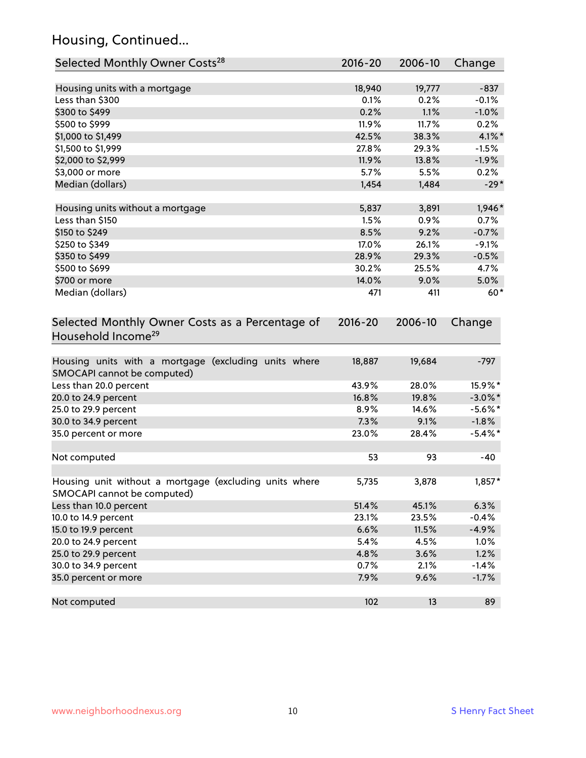## Housing, Continued...

| Selected Monthly Owner Costs[28] | 2016-20 | 2006-10 | Change |
|---|---|---|---|
| Housing units with a mortgage | 18,940 | 19,777 | -837 |
| Less than $300 | 0.1% | 0.2% | -0.1% |
| $300 to $499 | 0.2% | 1.1% | -1.0% |
| $500 to $999 | 11.9% | 11.7% | 0.2% |
| $1,000 to $1,499 | 42.5% | 38.3% | 4.1%* |
| $1,500 to $1,999 | 27.8% | 29.3% | -1.5% |
| $2,000 to $2,999 | 11.9% | 13.8% | -1.9% |
| $3,000 or more | 5.7% | 5.5% | 0.2% |
| Median (dollars) | 1,454 | 1,484 | -29* |
| | | | |
| Housing units without a mortgage | 5,837 | 3,891 | 1,946* |
| Less than $150 | 1.5% | 0.9% | 0.7% |
| $150 to $249 | 8.5% | 9.2% | -0.7% |
| $250 to $349 | 17.0% | 26.1% | -9.1% |
| $350 to $499 | 28.9% | 29.3% | -0.5% |
| $500 to $699 | 30.2% | 25.5% | 4.7% |
| $700 or more | 14.0% | 9.0% | 5.0% |
| Median (dollars) | 471 | 411 | 60* |

| Selected Monthly Owner Costs as a Percentage of Household Income[29] | 2016-20 | 2006-10 | Change |
|---|---|---|---|
| Housing units with a mortgage (excluding units where SMOCAPI cannot be computed) | 18,887 | 19,684 | -797 |
| Less than 20.0 percent | 43.9% | 28.0% | 15.9%* |
| 20.0 to 24.9 percent | 16.8% | 19.8% | -3.0%* |
| 25.0 to 29.9 percent | 8.9% | 14.6% | -5.6%* |
| 30.0 to 34.9 percent | 7.3% | 9.1% | -1.8% |
| 35.0 percent or more | 23.0% | 28.4% | -5.4%* |
| | | | |
| Not computed | 53 | 93 | -40 |
| | | | |
| Housing unit without a mortgage (excluding units where SMOCAPI cannot be computed) | 5,735 | 3,878 | 1,857* |
| Less than 10.0 percent | 51.4% | 45.1% | 6.3% |
| 10.0 to 14.9 percent | 23.1% | 23.5% | -0.4% |
| 15.0 to 19.9 percent | 6.6% | 11.5% | -4.9% |
| 20.0 to 24.9 percent | 5.4% | 4.5% | 1.0% |
| 25.0 to 29.9 percent | 4.8% | 3.6% | 1.2% |
| 30.0 to 34.9 percent | 0.7% | 2.1% | -1.4% |
| 35.0 percent or more | 7.9% | 9.6% | -1.7% |
| | | | |
| Not computed | 102 | 13 | 89 |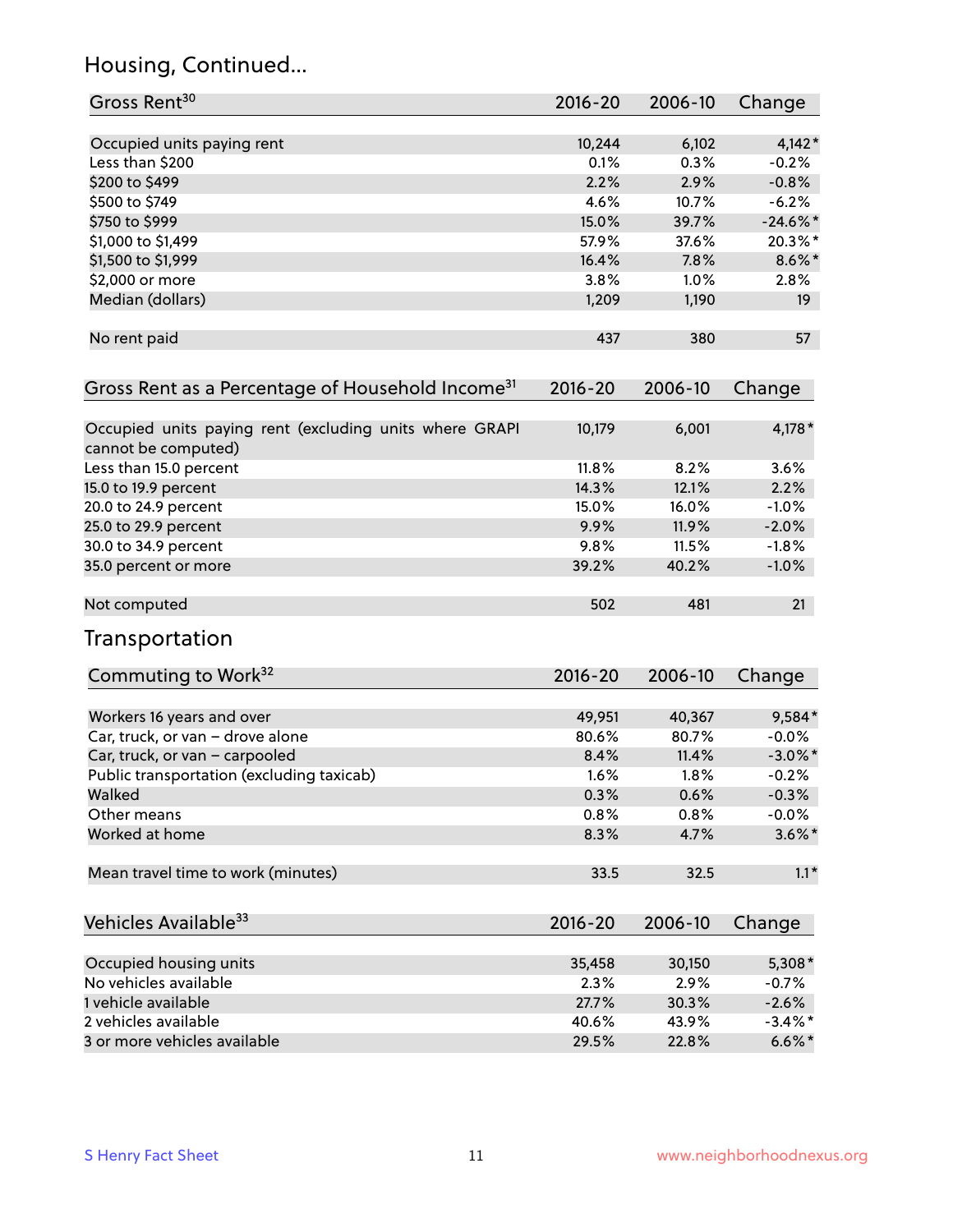## Housing, Continued...

| Gross Rent[30] | 2016-20 | 2006-10 | Change |
|---|---|---|---|
| Occupied units paying rent | 10,244 | 6,102 | 4,142* |
| Less than $200 | 0.1% | 0.3% | -0.2% |
| $200 to $499 | 2.2% | 2.9% | -0.8% |
| $500 to $749 | 4.6% | 10.7% | -6.2% |
| $750 to $999 | 15.0% | 39.7% | -24.6%* |
| $1,000 to $1,499 | 57.9% | 37.6% | 20.3%* |
| $1,500 to $1,999 | 16.4% | 7.8% | 8.6%* |
| $2,000 or more | 3.8% | 1.0% | 2.8% |
| Median (dollars) | 1,209 | 1,190 | 19 |
| No rent paid | 437 | 380 | 57 |

| Gross Rent as a Percentage of Household Income[31] | 2016-20 | 2006-10 | Change |
|---|---|---|---|
| Occupied units paying rent (excluding units where GRAPI cannot be computed) | 10,179 | 6,001 | 4,178* |
| Less than 15.0 percent | 11.8% | 8.2% | 3.6% |
| 15.0 to 19.9 percent | 14.3% | 12.1% | 2.2% |
| 20.0 to 24.9 percent | 15.0% | 16.0% | -1.0% |
| 25.0 to 29.9 percent | 9.9% | 11.9% | -2.0% |
| 30.0 to 34.9 percent | 9.8% | 11.5% | -1.8% |
| 35.0 percent or more | 39.2% | 40.2% | -1.0% |
| Not computed | 502 | 481 | 21 |

## Transportation

| Commuting to Work[32] | 2016-20 | 2006-10 | Change |
|---|---|---|---|
| Workers 16 years and over | 49,951 | 40,367 | 9,584* |
| Car, truck, or van – drove alone | 80.6% | 80.7% | -0.0% |
| Car, truck, or van – carpooled | 8.4% | 11.4% | -3.0%* |
| Public transportation (excluding taxicab) | 1.6% | 1.8% | -0.2% |
| Walked | 0.3% | 0.6% | -0.3% |
| Other means | 0.8% | 0.8% | -0.0% |
| Worked at home | 8.3% | 4.7% | 3.6%* |
| Mean travel time to work (minutes) | 33.5 | 32.5 | 1.1* |

| Vehicles Available[33] | 2016-20 | 2006-10 | Change |
|---|---|---|---|
| Occupied housing units | 35,458 | 30,150 | 5,308* |
| No vehicles available | 2.3% | 2.9% | -0.7% |
| 1 vehicle available | 27.7% | 30.3% | -2.6% |
| 2 vehicles available | 40.6% | 43.9% | -3.4%* |
| 3 or more vehicles available | 29.5% | 22.8% | 6.6%* |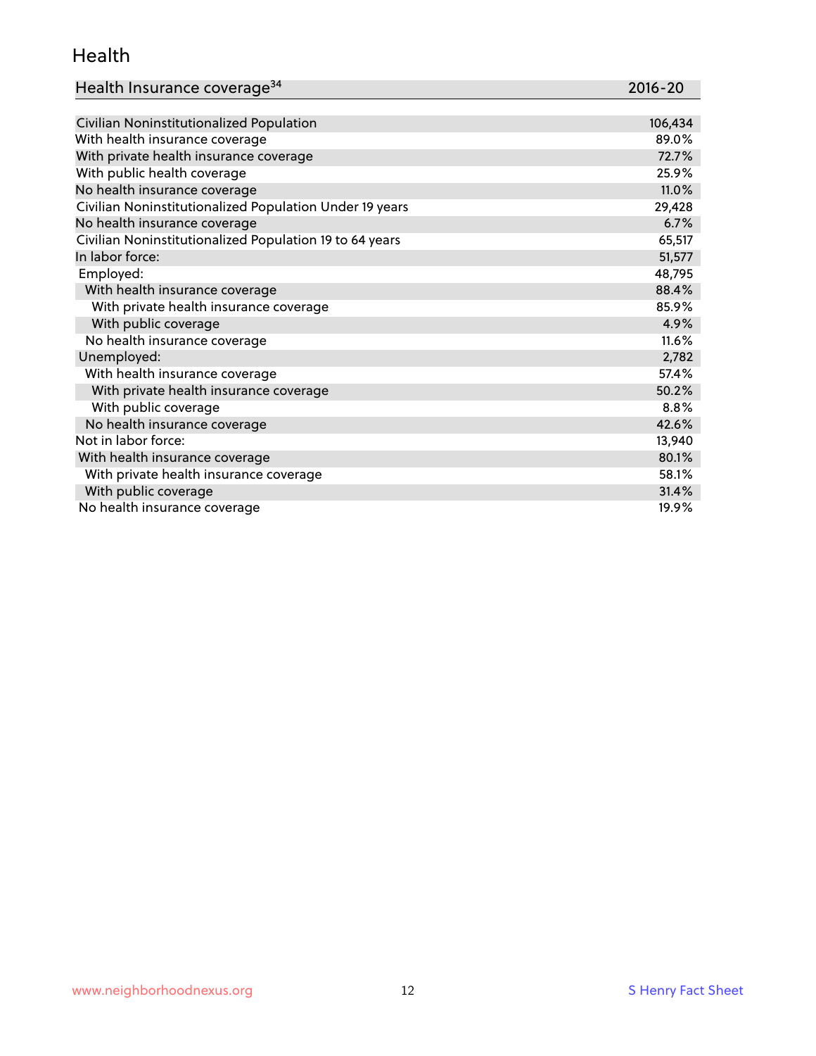## Health

| Health Insurance coverage[34] | 2016-20 |
|---|---|
| Civilian Noninstitutionalized Population | 106,434 |
| With health insurance coverage | 89.0% |
| With private health insurance coverage | 72.7% |
| With public health coverage | 25.9% |
| No health insurance coverage | 11.0% |
| Civilian Noninstitutionalized Population Under 19 years | 29,428 |
| No health insurance coverage | 6.7% |
| Civilian Noninstitutionalized Population 19 to 64 years | 65,517 |
| In labor force: | 51,577 |
| Employed: | 48,795 |
| With health insurance coverage | 88.4% |
| With private health insurance coverage | 85.9% |
| With public coverage | 4.9% |
| No health insurance coverage | 11.6% |
| Unemployed: | 2,782 |
| With health insurance coverage | 57.4% |
| With private health insurance coverage | 50.2% |
| With public coverage | 8.8% |
| No health insurance coverage | 42.6% |
| Not in labor force: | 13,940 |
| With health insurance coverage | 80.1% |
| With private health insurance coverage | 58.1% |
| With public coverage | 31.4% |
| No health insurance coverage | 19.9% |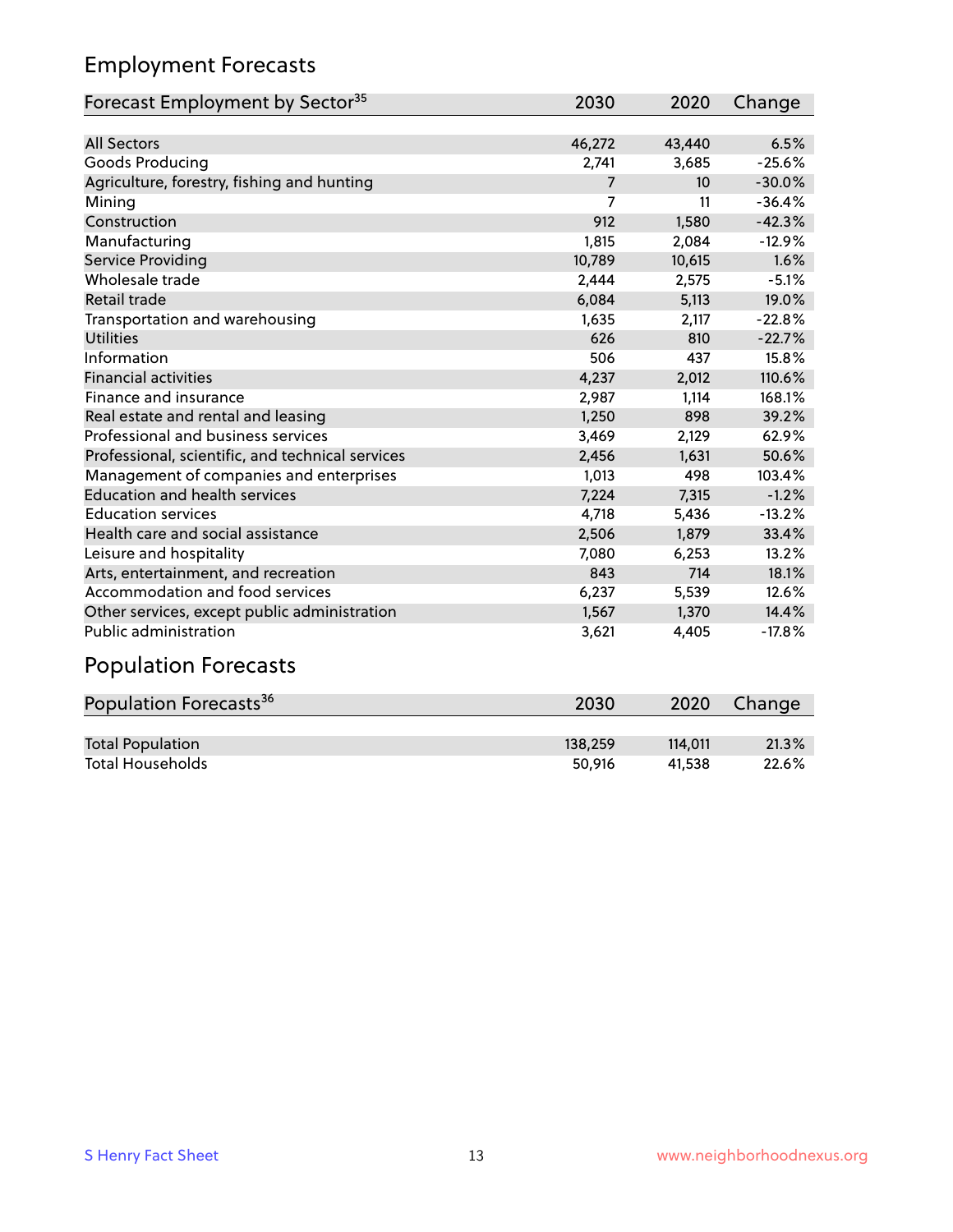## Employment Forecasts

| Forecast Employment by Sector[35] | 2030 | 2020 | Change |
|---|---|---|---|
| All Sectors | 46,272 | 43,440 | 6.5% |
| Goods Producing | 2,741 | 3,685 | -25.6% |
| Agriculture, forestry, fishing and hunting | 7 | 10 | -30.0% |
| Mining | 7 | 11 | -36.4% |
| Construction | 912 | 1,580 | -42.3% |
| Manufacturing | 1,815 | 2,084 | -12.9% |
| Service Providing | 10,789 | 10,615 | 1.6% |
| Wholesale trade | 2,444 | 2,575 | -5.1% |
| Retail trade | 6,084 | 5,113 | 19.0% |
| Transportation and warehousing | 1,635 | 2,117 | -22.8% |
| Utilities | 626 | 810 | -22.7% |
| Information | 506 | 437 | 15.8% |
| Financial activities | 4,237 | 2,012 | 110.6% |
| Finance and insurance | 2,987 | 1,114 | 168.1% |
| Real estate and rental and leasing | 1,250 | 898 | 39.2% |
| Professional and business services | 3,469 | 2,129 | 62.9% |
| Professional, scientific, and technical services | 2,456 | 1,631 | 50.6% |
| Management of companies and enterprises | 1,013 | 498 | 103.4% |
| Education and health services | 7,224 | 7,315 | -1.2% |
| Education services | 4,718 | 5,436 | -13.2% |
| Health care and social assistance | 2,506 | 1,879 | 33.4% |
| Leisure and hospitality | 7,080 | 6,253 | 13.2% |
| Arts, entertainment, and recreation | 843 | 714 | 18.1% |
| Accommodation and food services | 6,237 | 5,539 | 12.6% |
| Other services, except public administration | 1,567 | 1,370 | 14.4% |
| Public administration | 3,621 | 4,405 | -17.8% |

## Population Forecasts

| Population Forecasts[36] | 2030 | 2020 | Change |
|---|---|---|---|
| Total Population | 138,259 | 114,011 | 21.3% |
| Total Households | 50,916 | 41,538 | 22.6% |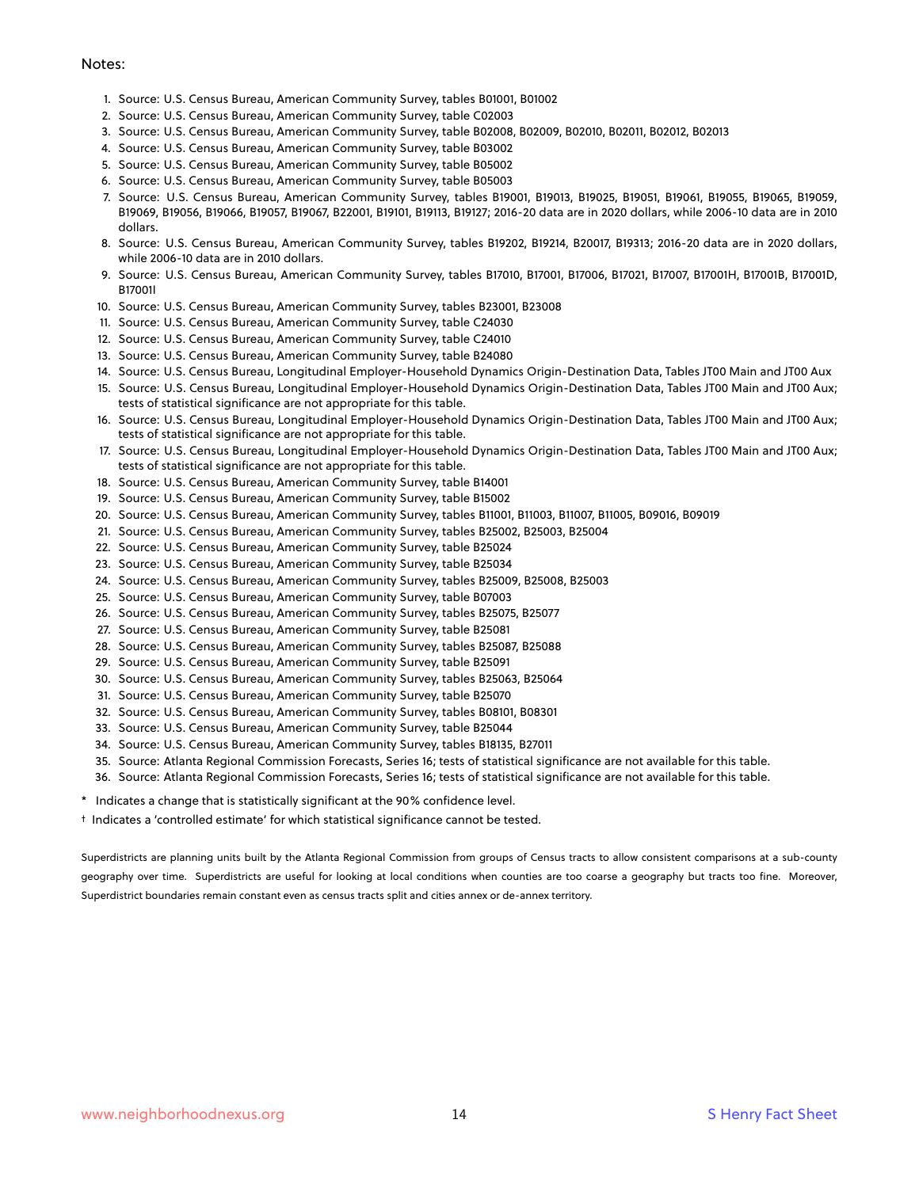Notes:

1. Source: U.S. Census Bureau, American Community Survey, tables B01001, B01002
2. Source: U.S. Census Bureau, American Community Survey, table C02003
3. Source: U.S. Census Bureau, American Community Survey, table B02008, B02009, B02010, B02011, B02012, B02013
4. Source: U.S. Census Bureau, American Community Survey, table B03002
5. Source: U.S. Census Bureau, American Community Survey, table B05002
6. Source: U.S. Census Bureau, American Community Survey, table B05003
7. Source: U.S. Census Bureau, American Community Survey, tables B19001, B19013, B19025, B19051, B19061, B19055, B19065, B19059, B19069, B19056, B19066, B19057, B19067, B22001, B19101, B19113, B19127; 2016-20 data are in 2020 dollars, while 2006-10 data are in 2010 dollars.
8. Source: U.S. Census Bureau, American Community Survey, tables B19202, B19214, B20017, B19313; 2016-20 data are in 2020 dollars, while 2006-10 data are in 2010 dollars.
9. Source: U.S. Census Bureau, American Community Survey, tables B17010, B17001, B17006, B17021, B17007, B17001H, B17001B, B17001D, B17001I
10. Source: U.S. Census Bureau, American Community Survey, tables B23001, B23008
11. Source: U.S. Census Bureau, American Community Survey, table C24030
12. Source: U.S. Census Bureau, American Community Survey, table C24010
13. Source: U.S. Census Bureau, American Community Survey, table B24080
14. Source: U.S. Census Bureau, Longitudinal Employer-Household Dynamics Origin-Destination Data, Tables JT00 Main and JT00 Aux
15. Source: U.S. Census Bureau, Longitudinal Employer-Household Dynamics Origin-Destination Data, Tables JT00 Main and JT00 Aux; tests of statistical significance are not appropriate for this table.
16. Source: U.S. Census Bureau, Longitudinal Employer-Household Dynamics Origin-Destination Data, Tables JT00 Main and JT00 Aux; tests of statistical significance are not appropriate for this table.
17. Source: U.S. Census Bureau, Longitudinal Employer-Household Dynamics Origin-Destination Data, Tables JT00 Main and JT00 Aux; tests of statistical significance are not appropriate for this table.
18. Source: U.S. Census Bureau, American Community Survey, table B14001
19. Source: U.S. Census Bureau, American Community Survey, table B15002
20. Source: U.S. Census Bureau, American Community Survey, tables B11001, B11003, B11007, B11005, B09016, B09019
21. Source: U.S. Census Bureau, American Community Survey, tables B25002, B25003, B25004
22. Source: U.S. Census Bureau, American Community Survey, table B25024
23. Source: U.S. Census Bureau, American Community Survey, table B25034
24. Source: U.S. Census Bureau, American Community Survey, tables B25009, B25008, B25003
25. Source: U.S. Census Bureau, American Community Survey, table B07003
26. Source: U.S. Census Bureau, American Community Survey, tables B25075, B25077
27. Source: U.S. Census Bureau, American Community Survey, table B25081
28. Source: U.S. Census Bureau, American Community Survey, tables B25087, B25088
29. Source: U.S. Census Bureau, American Community Survey, table B25091
30. Source: U.S. Census Bureau, American Community Survey, tables B25063, B25064
31. Source: U.S. Census Bureau, American Community Survey, table B25070
32. Source: U.S. Census Bureau, American Community Survey, tables B08101, B08301
33. Source: U.S. Census Bureau, American Community Survey, table B25044
34. Source: U.S. Census Bureau, American Community Survey, tables B18135, B27011
35. Source: Atlanta Regional Commission Forecasts, Series 16; tests of statistical significance are not available for this table.
36. Source: Atlanta Regional Commission Forecasts, Series 16; tests of statistical significance are not available for this table.

\* Indicates a change that is statistically significant at the 90% confidence level.

† Indicates a 'controlled estimate' for which statistical significance cannot be tested.

Superdistricts are planning units built by the Atlanta Regional Commission from groups of Census tracts to allow consistent comparisons at a sub-county geography over time. Superdistricts are useful for looking at local conditions when counties are too coarse a geography but tracts too fine. Moreover, Superdistrict boundaries remain constant even as census tracts split and cities annex or de-annex territory.